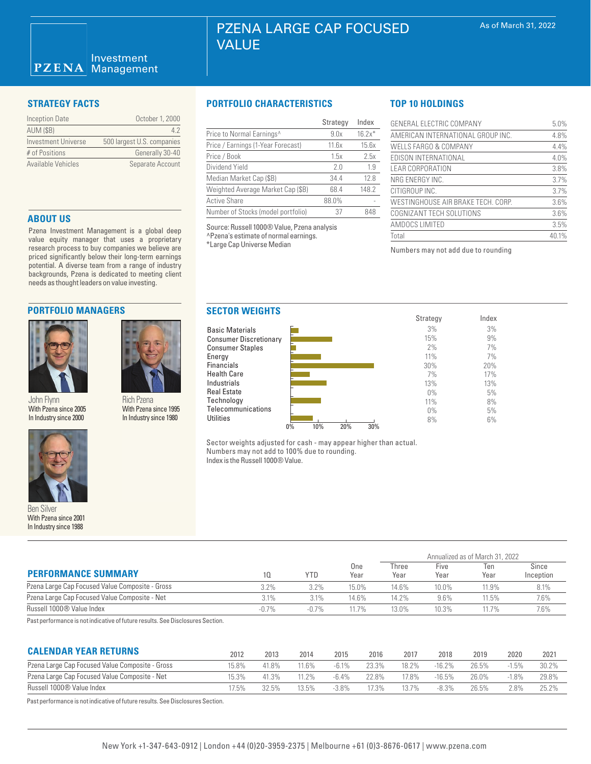# PZENA LARGE CAP FOCUSED VALUE

PZENA Investment Management

As of March 31, 2022

## STRATEGY FACTS

| | |
|---|---|
| Inception Date | October 1, 2000 |
| AUM ($B) | 4.2 |
| Investment Universe | 500 largest U.S. companies |
| # of Positions | Generally 30-40 |
| Available Vehicles | Separate Account |

## ABOUT US

Pzena Investment Management is a global deep value equity manager that uses a proprietary research process to buy companies we believe are priced significantly below their long-term earnings potential. A diverse team from a range of industry backgrounds, Pzena is dedicated to meeting client needs as thought leaders on value investing.

## PORTFOLIO MANAGERS

John Flynn
With Pzena since 2005
In Industry since 2000

Rich Pzena
With Pzena since 1995
In Industry since 1980

Ben Silver
With Pzena since 2001
In Industry since 1988

## PORTFOLIO CHARACTERISTICS

| | Strategy | Index |
|---|---|---|
| Price to Normal Earnings^ | 9.0x | 16.2x* |
| Price / Earnings (1-Year Forecast) | 11.6x | 15.6x |
| Price / Book | 1.5x | 2.5x |
| Dividend Yield | 2.0 | 1.9 |
| Median Market Cap ($B) | 34.4 | 12.8 |
| Weighted Average Market Cap ($B) | 68.4 | 148.2 |
| Active Share | 88.0% | - |
| Number of Stocks (model portfolio) | 37 | 848 |

Source: Russell 1000® Value, Pzena analysis
^Pzena's estimate of normal earnings.
*Large Cap Universe Median

## TOP 10 HOLDINGS

| | |
|---|---|
| GENERAL ELECTRIC COMPANY | 5.0% |
| AMERICAN INTERNATIONAL GROUP INC. | 4.8% |
| WELLS FARGO & COMPANY | 4.4% |
| EDISON INTERNATIONAL | 4.0% |
| LEAR CORPORATION | 3.8% |
| NRG ENERGY INC. | 3.7% |
| CITIGROUP INC. | 3.7% |
| WESTINGHOUSE AIR BRAKE TECH. CORP. | 3.6% |
| COGNIZANT TECH SOLUTIONS | 3.6% |
| AMDOCS LIMITED | 3.5% |
| Total | 40.1% |

Numbers may not add due to rounding

## SECTOR WEIGHTS

| | Strategy | Index |
|---|---|---|
| Basic Materials | 3% | 3% |
| Consumer Discretionary | 15% | 9% |
| Consumer Staples | 2% | 7% |
| Energy | 11% | 7% |
| Financials | 30% | 20% |
| Health Care | 7% | 17% |
| Industrials | 13% | 13% |
| Real Estate | 0% | 5% |
| Technology | 11% | 8% |
| Telecommunications | 0% | 5% |
| Utilities | 8% | 6% |

Sector weights adjusted for cash - may appear higher than actual.
Numbers may not add to 100% due to rounding.
Index is the Russell 1000® Value.

## PERFORMANCE SUMMARY

| | 1Q | YTD | One Year | Three Year | Five Year | Ten Year | Since Inception |
|---|---|---|---|---|---|---|---|
| | | | | Annualized as of March 31, 2022 | | | |
| Pzena Large Cap Focused Value Composite - Gross | 3.2% | 3.2% | 15.0% | 14.6% | 10.0% | 11.9% | 8.1% |
| Pzena Large Cap Focused Value Composite - Net | 3.1% | 3.1% | 14.6% | 14.2% | 9.6% | 11.5% | 7.6% |
| Russell 1000® Value Index | -0.7% | -0.7% | 11.7% | 13.0% | 10.3% | 11.7% | 7.6% |

Past performance is not indicative of future results. See Disclosures Section.

## CALENDAR YEAR RETURNS

| | 2012 | 2013 | 2014 | 2015 | 2016 | 2017 | 2018 | 2019 | 2020 | 2021 |
|---|---|---|---|---|---|---|---|---|---|---|
| Pzena Large Cap Focused Value Composite - Gross | 15.8% | 41.8% | 11.6% | -6.1% | 23.3% | 18.2% | -16.2% | 26.5% | -1.5% | 30.2% |
| Pzena Large Cap Focused Value Composite - Net | 15.3% | 41.3% | 11.2% | -6.4% | 22.8% | 17.8% | -16.5% | 26.0% | -1.8% | 29.8% |
| Russell 1000® Value Index | 17.5% | 32.5% | 13.5% | -3.8% | 17.3% | 13.7% | -8.3% | 26.5% | 2.8% | 25.2% |

Past performance is not indicative of future results. See Disclosures Section.

New York +1-347-643-0912 | London +44 (0)20-3959-2375 | Melbourne +61 (0)3-8676-0617 | www.pzena.com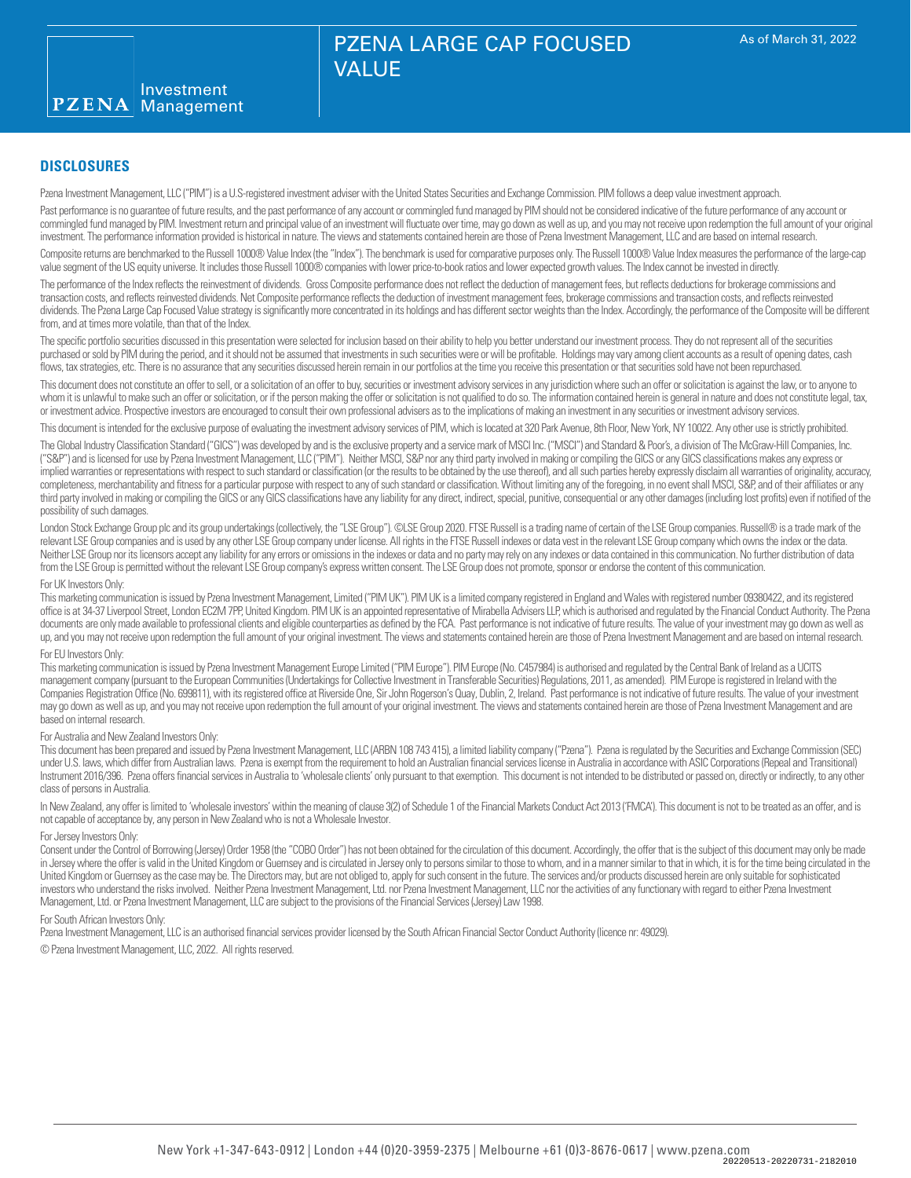# PZENA LARGE CAP FOCUSED VALUE

As of March 31, 2022

## DISCLOSURES

Pzena Investment Management, LLC ("PIM") is a U.S-registered investment adviser with the United States Securities and Exchange Commission. PIM follows a deep value investment approach.

Past performance is no guarantee of future results, and the past performance of any account or commingled fund managed by PIM should not be considered indicative of the future performance of any account or commingled fund managed by PIM. Investment return and principal value of an investment will fluctuate over time, may go down as well as up, and you may not receive upon redemption the full amount of your original investment. The performance information provided is historical in nature. The views and statements contained herein are those of Pzena Investment Management, LLC and are based on internal research.

Composite returns are benchmarked to the Russell 1000® Value Index (the "Index"). The benchmark is used for comparative purposes only. The Russell 1000® Value Index measures the performance of the large-cap value segment of the US equity universe. It includes those Russell 1000® companies with lower price-to-book ratios and lower expected growth values. The Index cannot be invested in directly.

The performance of the Index reflects the reinvestment of dividends. Gross Composite performance does not reflect the deduction of management fees, but reflects deductions for brokerage commissions and transaction costs, and reflects reinvested dividends. Net Composite performance reflects the deduction of investment management fees, brokerage commissions and transaction costs, and reflects reinvested dividends. The Pzena Large Cap Focused Value strategy is significantly more concentrated in its holdings and has different sector weights than the Index. Accordingly, the performance of the Composite will be different from, and at times more volatile, than that of the Index.

The specific portfolio securities discussed in this presentation were selected for inclusion based on their ability to help you better understand our investment process. They do not represent all of the securities purchased or sold by PIM during the period, and it should not be assumed that investments in such securities were or will be profitable. Holdings may vary among client accounts as a result of opening dates, cash flows, tax strategies, etc. There is no assurance that any securities discussed herein remain in our portfolios at the time you receive this presentation or that securities sold have not been repurchased.

This document does not constitute an offer to sell, or a solicitation of an offer to buy, securities or investment advisory services in any jurisdiction where such an offer or solicitation is against the law, or to anyone to whom it is unlawful to make such an offer or solicitation, or if the person making the offer or solicitation is not qualified to do so. The information contained herein is general in nature and does not constitute legal, tax, or investment advice. Prospective investors are encouraged to consult their own professional advisers as to the implications of making an investment in any securities or investment advisory services.

This document is intended for the exclusive purpose of evaluating the investment advisory services of PIM, which is located at 320 Park Avenue, 8th Floor, New York, NY 10022. Any other use is strictly prohibited.

The Global Industry Classification Standard ("GICS") was developed by and is the exclusive property and a service mark of MSCI Inc. ("MSCI") and Standard & Poor's, a division of The McGraw-Hill Companies, Inc. ("S&P") and is licensed for use by Pzena Investment Management, LLC ("PIM"). Neither MSCI, S&P nor any third party involved in making or compiling the GICS or any GICS classifications makes any express or implied warranties or representations with respect to such standard or classification (or the results to be obtained by the use thereof), and all such parties hereby expressly disclaim all warranties of originality, accuracy, completeness, merchantability and fitness for a particular purpose with respect to any of such standard or classification. Without limiting any of the foregoing, in no event shall MSCI, S&P, and of their affiliates or any third party involved in making or compiling the GICS or any GICS classifications have any liability for any direct, indirect, special, punitive, consequential or any other damages (including lost profits) even if notified of the possibility of such damages.

London Stock Exchange Group plc and its group undertakings (collectively, the "LSE Group"). ©LSE Group 2020. FTSE Russell is a trading name of certain of the LSE Group companies. Russell® is a trade mark of the relevant LSE Group companies and is used by any other LSE Group company under license. All rights in the FTSE Russell indexes or data vest in the relevant LSE Group company which owns the index or the data. Neither LSE Group nor its licensors accept any liability for any errors or omissions in the indexes or data and no party may rely on any indexes or data contained in this communication. No further distribution of data from the LSE Group is permitted without the relevant LSE Group company's express written consent. The LSE Group does not promote, sponsor or endorse the content of this communication.

For UK Investors Only:
This marketing communication is issued by Pzena Investment Management, Limited ("PIM UK"). PIM UK is a limited company registered in England and Wales with registered number 09380422, and its registered office is at 34-37 Liverpool Street, London EC2M 7PP, United Kingdom. PIM UK is an appointed representative of Mirabella Advisers LLP, which is authorised and regulated by the Financial Conduct Authority. The Pzena documents are only made available to professional clients and eligible counterparties as defined by the FCA. Past performance is not indicative of future results. The value of your investment may go down as well as up, and you may not receive upon redemption the full amount of your original investment. The views and statements contained herein are those of Pzena Investment Management and are based on internal research.

For EU Investors Only:
This marketing communication is issued by Pzena Investment Management Europe Limited ("PIM Europe"). PIM Europe (No. C457984) is authorised and regulated by the Central Bank of Ireland as a UCITS management company (pursuant to the European Communities (Undertakings for Collective Investment in Transferable Securities) Regulations, 2011, as amended). PIM Europe is registered in Ireland with the Companies Registration Office (No. 699811), with its registered office at Riverside One, Sir John Rogerson's Quay, Dublin, 2, Ireland. Past performance is not indicative of future results. The value of your investment may go down as well as up, and you may not receive upon redemption the full amount of your original investment. The views and statements contained herein are those of Pzena Investment Management and are based on internal research.

For Australia and New Zealand Investors Only:
This document has been prepared and issued by Pzena Investment Management, LLC (ARBN 108 743 415), a limited liability company ("Pzena"). Pzena is regulated by the Securities and Exchange Commission (SEC) under U.S. laws, which differ from Australian laws. Pzena is exempt from the requirement to hold an Australian financial services license in Australia in accordance with ASIC Corporations (Repeal and Transitional) Instrument 2016/396. Pzena offers financial services in Australia to 'wholesale clients' only pursuant to that exemption. This document is not intended to be distributed or passed on, directly or indirectly, to any other class of persons in Australia.

In New Zealand, any offer is limited to 'wholesale investors' within the meaning of clause 3(2) of Schedule 1 of the Financial Markets Conduct Act 2013 ('FMCA'). This document is not to be treated as an offer, and is not capable of acceptance by, any person in New Zealand who is not a Wholesale Investor.

For Jersey Investors Only:
Consent under the Control of Borrowing (Jersey) Order 1958 (the "COBO Order") has not been obtained for the circulation of this document. Accordingly, the offer that is the subject of this document may only be made in Jersey where the offer is valid in the United Kingdom or Guernsey and is circulated in Jersey only to persons similar to those to whom, and in a manner similar to that in which, it is for the time being circulated in the United Kingdom or Guernsey as the case may be. The Directors may, but are not obliged to, apply for such consent in the future. The services and/or products discussed herein are only suitable for sophisticated investors who understand the risks involved. Neither Pzena Investment Management, Ltd. nor Pzena Investment Management, LLC nor the activities of any functionary with regard to either Pzena Investment Management, Ltd. or Pzena Investment Management, LLC are subject to the provisions of the Financial Services (Jersey) Law 1998.

For South African Investors Only:
Pzena Investment Management, LLC is an authorised financial services provider licensed by the South African Financial Sector Conduct Authority (licence nr: 49029).

© Pzena Investment Management, LLC, 2022. All rights reserved.

New York +1-347-643-0912 | London +44 (0)20-3959-2375 | Melbourne +61 (0)3-8676-0617 | www.pzena.com
20220513-20220731-2182010